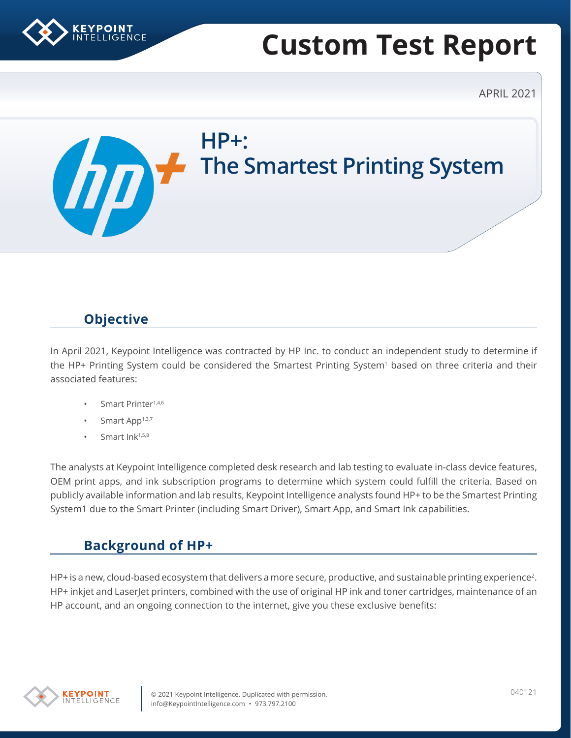# Custom Test Report

APRIL 2021

## HP+: The Smartest Printing System

### Objective

In April 2021, Keypoint Intelligence was contracted by HP Inc. to conduct an independent study to determine if the HP+ Printing System could be considered the Smartest Printing System[1] based on three criteria and their associated features:

- Smart Printer[1,4,6]
- Smart App[1,3,7]
- Smart Ink[1,5,8]

The analysts at Keypoint Intelligence completed desk research and lab testing to evaluate in-class device features, OEM print apps, and ink subscription programs to determine which system could fulfill the criteria. Based on publicly available information and lab results, Keypoint Intelligence analysts found HP+ to be the Smartest Printing System1 due to the Smart Printer (including Smart Driver), Smart App, and Smart Ink capabilities.

### Background of HP+

HP+ is a new, cloud-based ecosystem that delivers a more secure, productive, and sustainable printing experience[2]. HP+ inkjet and LaserJet printers, combined with the use of original HP ink and toner cartridges, maintenance of an HP account, and an ongoing connection to the internet, give you these exclusive benefits: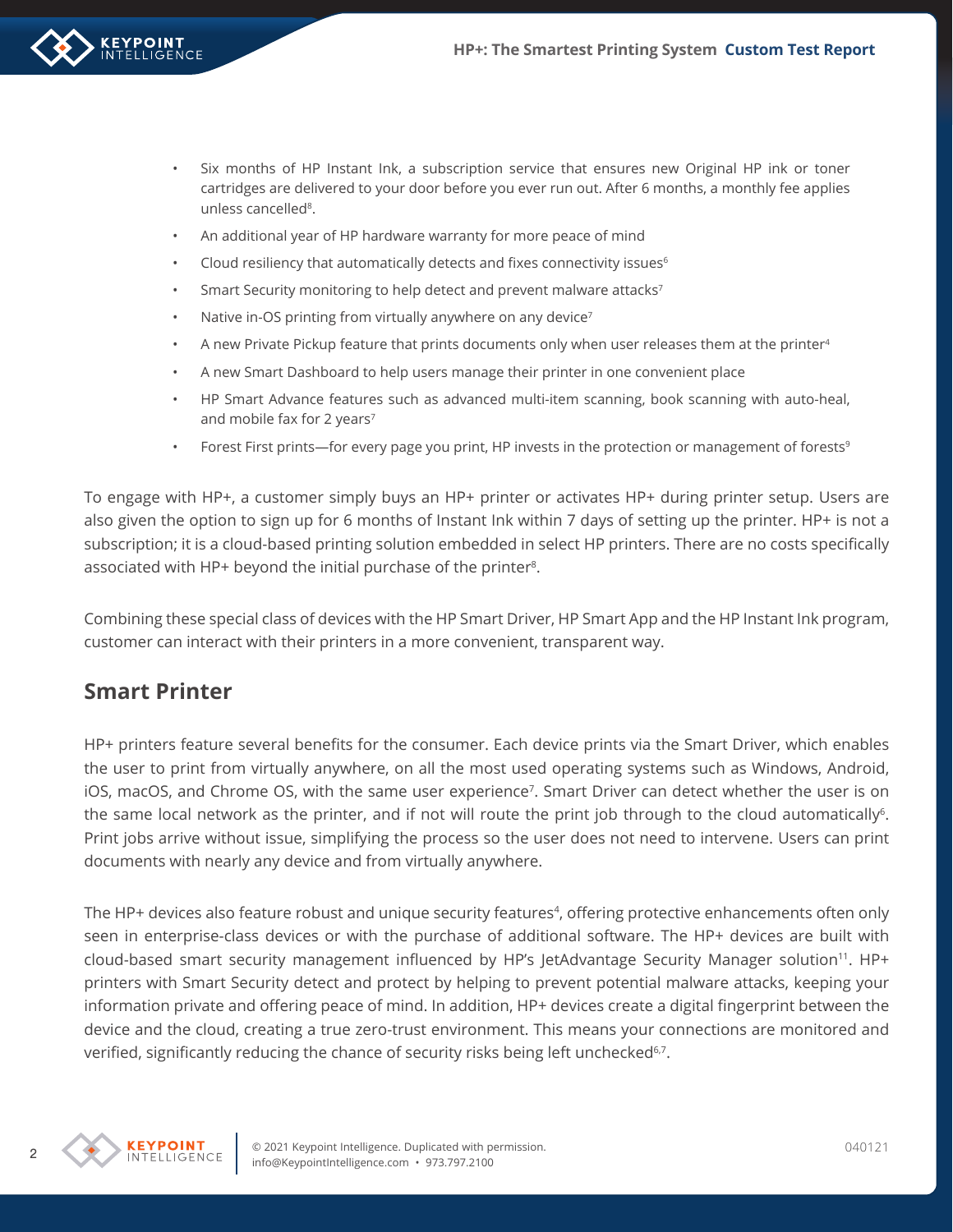- Six months of HP Instant Ink, a subscription service that ensures new Original HP ink or toner cartridges are delivered to your door before you ever run out. After 6 months, a monthly fee applies unless cancelled[8].
- An additional year of HP hardware warranty for more peace of mind
- Cloud resiliency that automatically detects and fixes connectivity issues[6]
- Smart Security monitoring to help detect and prevent malware attacks[7]
- Native in-OS printing from virtually anywhere on any device[7]
- A new Private Pickup feature that prints documents only when user releases them at the printer[4]
- A new Smart Dashboard to help users manage their printer in one convenient place
- HP Smart Advance features such as advanced multi-item scanning, book scanning with auto-heal, and mobile fax for 2 years[7]
- Forest First prints—for every page you print, HP invests in the protection or management of forests[9]

To engage with HP+, a customer simply buys an HP+ printer or activates HP+ during printer setup. Users are also given the option to sign up for 6 months of Instant Ink within 7 days of setting up the printer. HP+ is not a subscription; it is a cloud-based printing solution embedded in select HP printers. There are no costs specifically associated with HP+ beyond the initial purchase of the printer[8].

Combining these special class of devices with the HP Smart Driver, HP Smart App and the HP Instant Ink program, customer can interact with their printers in a more convenient, transparent way.

## Smart Printer

HP+ printers feature several benefits for the consumer. Each device prints via the Smart Driver, which enables the user to print from virtually anywhere, on all the most used operating systems such as Windows, Android, iOS, macOS, and Chrome OS, with the same user experience[7]. Smart Driver can detect whether the user is on the same local network as the printer, and if not will route the print job through to the cloud automatically[6]. Print jobs arrive without issue, simplifying the process so the user does not need to intervene. Users can print documents with nearly any device and from virtually anywhere.

The HP+ devices also feature robust and unique security features[4], offering protective enhancements often only seen in enterprise-class devices or with the purchase of additional software. The HP+ devices are built with cloud-based smart security management influenced by HP's JetAdvantage Security Manager solution[11]. HP+ printers with Smart Security detect and protect by helping to prevent potential malware attacks, keeping your information private and offering peace of mind. In addition, HP+ devices create a digital fingerprint between the device and the cloud, creating a true zero-trust environment. This means your connections are monitored and verified, significantly reducing the chance of security risks being left unchecked[6,7].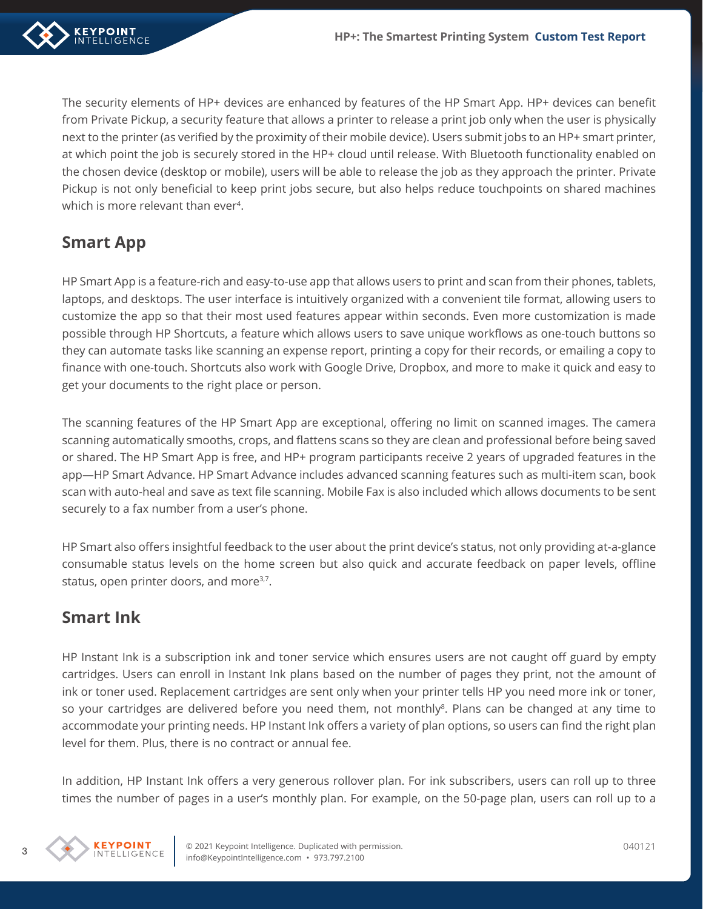The security elements of HP+ devices are enhanced by features of the HP Smart App. HP+ devices can benefit from Private Pickup, a security feature that allows a printer to release a print job only when the user is physically next to the printer (as verified by the proximity of their mobile device). Users submit jobs to an HP+ smart printer, at which point the job is securely stored in the HP+ cloud until release. With Bluetooth functionality enabled on the chosen device (desktop or mobile), users will be able to release the job as they approach the printer. Private Pickup is not only beneficial to keep print jobs secure, but also helps reduce touchpoints on shared machines which is more relevant than ever[4].

## Smart App

HP Smart App is a feature-rich and easy-to-use app that allows users to print and scan from their phones, tablets, laptops, and desktops. The user interface is intuitively organized with a convenient tile format, allowing users to customize the app so that their most used features appear within seconds. Even more customization is made possible through HP Shortcuts, a feature which allows users to save unique workflows as one-touch buttons so they can automate tasks like scanning an expense report, printing a copy for their records, or emailing a copy to finance with one-touch. Shortcuts also work with Google Drive, Dropbox, and more to make it quick and easy to get your documents to the right place or person.

The scanning features of the HP Smart App are exceptional, offering no limit on scanned images. The camera scanning automatically smooths, crops, and flattens scans so they are clean and professional before being saved or shared. The HP Smart App is free, and HP+ program participants receive 2 years of upgraded features in the app—HP Smart Advance. HP Smart Advance includes advanced scanning features such as multi-item scan, book scan with auto-heal and save as text file scanning. Mobile Fax is also included which allows documents to be sent securely to a fax number from a user's phone.

HP Smart also offers insightful feedback to the user about the print device's status, not only providing at-a-glance consumable status levels on the home screen but also quick and accurate feedback on paper levels, offline status, open printer doors, and more[3,7].

## Smart Ink

HP Instant Ink is a subscription ink and toner service which ensures users are not caught off guard by empty cartridges. Users can enroll in Instant Ink plans based on the number of pages they print, not the amount of ink or toner used. Replacement cartridges are sent only when your printer tells HP you need more ink or toner, so your cartridges are delivered before you need them, not monthly[8]. Plans can be changed at any time to accommodate your printing needs. HP Instant Ink offers a variety of plan options, so users can find the right plan level for them. Plus, there is no contract or annual fee.

In addition, HP Instant Ink offers a very generous rollover plan. For ink subscribers, users can roll up to three times the number of pages in a user's monthly plan. For example, on the 50-page plan, users can roll up to a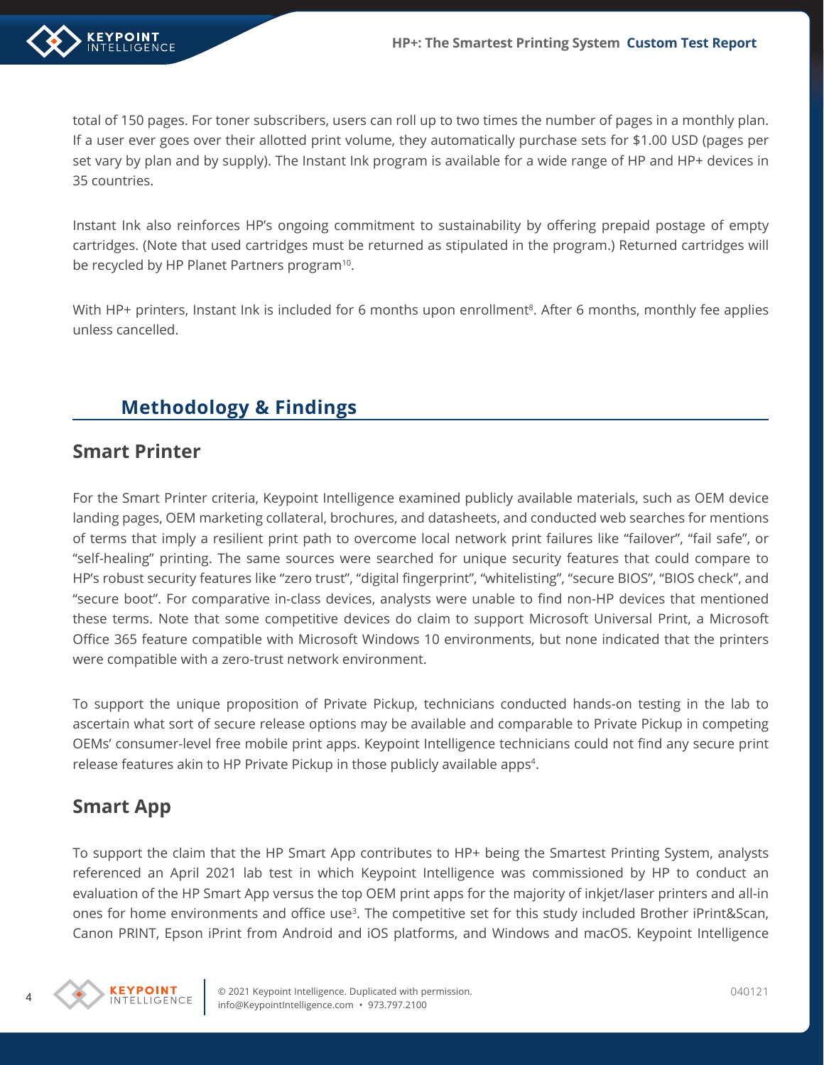total of 150 pages. For toner subscribers, users can roll up to two times the number of pages in a monthly plan. If a user ever goes over their allotted print volume, they automatically purchase sets for $1.00 USD (pages per set vary by plan and by supply). The Instant Ink program is available for a wide range of HP and HP+ devices in 35 countries.

Instant Ink also reinforces HP's ongoing commitment to sustainability by offering prepaid postage of empty cartridges. (Note that used cartridges must be returned as stipulated in the program.) Returned cartridges will be recycled by HP Planet Partners program[10].

With HP+ printers, Instant Ink is included for 6 months upon enrollment[8]. After 6 months, monthly fee applies unless cancelled.

## Methodology & Findings

### Smart Printer

For the Smart Printer criteria, Keypoint Intelligence examined publicly available materials, such as OEM device landing pages, OEM marketing collateral, brochures, and datasheets, and conducted web searches for mentions of terms that imply a resilient print path to overcome local network print failures like "failover", "fail safe", or "self-healing" printing. The same sources were searched for unique security features that could compare to HP's robust security features like "zero trust", "digital fingerprint", "whitelisting", "secure BIOS", "BIOS check", and "secure boot". For comparative in-class devices, analysts were unable to find non-HP devices that mentioned these terms. Note that some competitive devices do claim to support Microsoft Universal Print, a Microsoft Office 365 feature compatible with Microsoft Windows 10 environments, but none indicated that the printers were compatible with a zero-trust network environment.

To support the unique proposition of Private Pickup, technicians conducted hands-on testing in the lab to ascertain what sort of secure release options may be available and comparable to Private Pickup in competing OEMs' consumer-level free mobile print apps. Keypoint Intelligence technicians could not find any secure print release features akin to HP Private Pickup in those publicly available apps[4].

### Smart App

To support the claim that the HP Smart App contributes to HP+ being the Smartest Printing System, analysts referenced an April 2021 lab test in which Keypoint Intelligence was commissioned by HP to conduct an evaluation of the HP Smart App versus the top OEM print apps for the majority of inkjet/laser printers and all-in ones for home environments and office use[3]. The competitive set for this study included Brother iPrint&Scan, Canon PRINT, Epson iPrint from Android and iOS platforms, and Windows and macOS. Keypoint Intelligence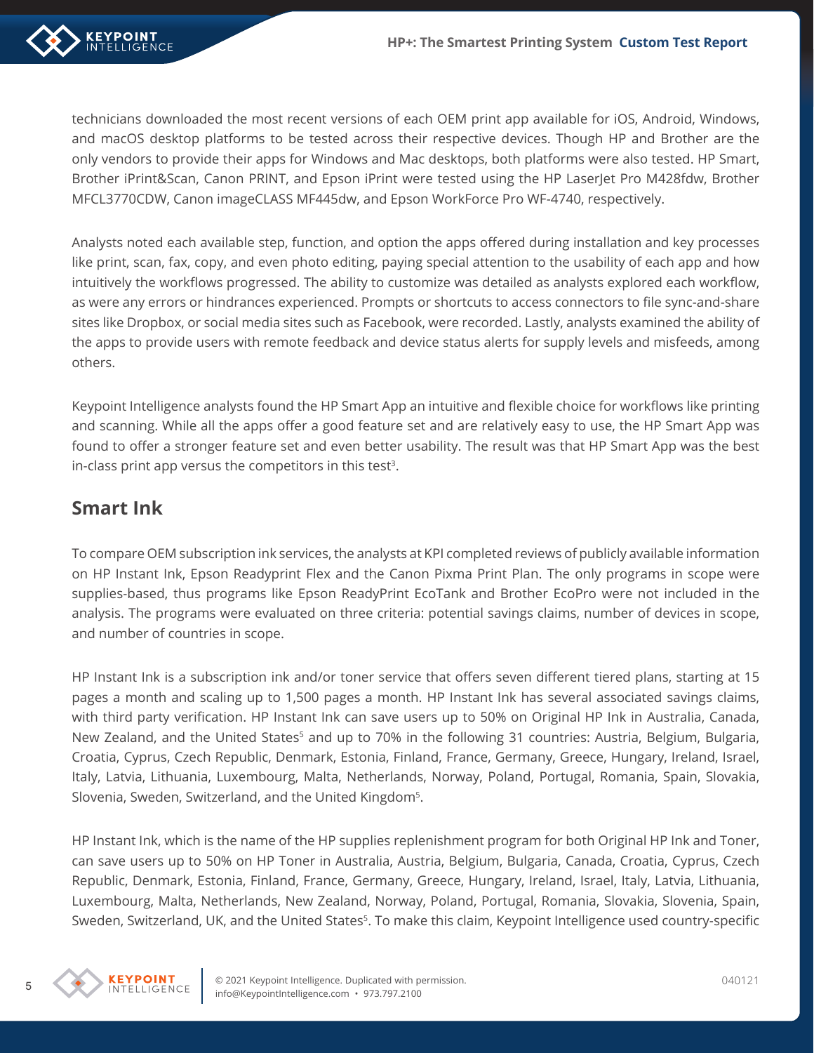technicians downloaded the most recent versions of each OEM print app available for iOS, Android, Windows, and macOS desktop platforms to be tested across their respective devices. Though HP and Brother are the only vendors to provide their apps for Windows and Mac desktops, both platforms were also tested. HP Smart, Brother iPrint&Scan, Canon PRINT, and Epson iPrint were tested using the HP LaserJet Pro M428fdw, Brother MFCL3770CDW, Canon imageCLASS MF445dw, and Epson WorkForce Pro WF-4740, respectively.

Analysts noted each available step, function, and option the apps offered during installation and key processes like print, scan, fax, copy, and even photo editing, paying special attention to the usability of each app and how intuitively the workflows progressed. The ability to customize was detailed as analysts explored each workflow, as were any errors or hindrances experienced. Prompts or shortcuts to access connectors to file sync-and-share sites like Dropbox, or social media sites such as Facebook, were recorded. Lastly, analysts examined the ability of the apps to provide users with remote feedback and device status alerts for supply levels and misfeeds, among others.

Keypoint Intelligence analysts found the HP Smart App an intuitive and flexible choice for workflows like printing and scanning. While all the apps offer a good feature set and are relatively easy to use, the HP Smart App was found to offer a stronger feature set and even better usability. The result was that HP Smart App was the best in-class print app versus the competitors in this test[3].

## Smart Ink

To compare OEM subscription ink services, the analysts at KPI completed reviews of publicly available information on HP Instant Ink, Epson Readyprint Flex and the Canon Pixma Print Plan. The only programs in scope were supplies-based, thus programs like Epson ReadyPrint EcoTank and Brother EcoPro were not included in the analysis. The programs were evaluated on three criteria: potential savings claims, number of devices in scope, and number of countries in scope.

HP Instant Ink is a subscription ink and/or toner service that offers seven different tiered plans, starting at 15 pages a month and scaling up to 1,500 pages a month. HP Instant Ink has several associated savings claims, with third party verification. HP Instant Ink can save users up to 50% on Original HP Ink in Australia, Canada, New Zealand, and the United States[5] and up to 70% in the following 31 countries: Austria, Belgium, Bulgaria, Croatia, Cyprus, Czech Republic, Denmark, Estonia, Finland, France, Germany, Greece, Hungary, Ireland, Israel, Italy, Latvia, Lithuania, Luxembourg, Malta, Netherlands, Norway, Poland, Portugal, Romania, Spain, Slovakia, Slovenia, Sweden, Switzerland, and the United Kingdom[5].

HP Instant Ink, which is the name of the HP supplies replenishment program for both Original HP Ink and Toner, can save users up to 50% on HP Toner in Australia, Austria, Belgium, Bulgaria, Canada, Croatia, Cyprus, Czech Republic, Denmark, Estonia, Finland, France, Germany, Greece, Hungary, Ireland, Israel, Italy, Latvia, Lithuania, Luxembourg, Malta, Netherlands, New Zealand, Norway, Poland, Portugal, Romania, Slovakia, Slovenia, Spain, Sweden, Switzerland, UK, and the United States[5]. To make this claim, Keypoint Intelligence used country-specific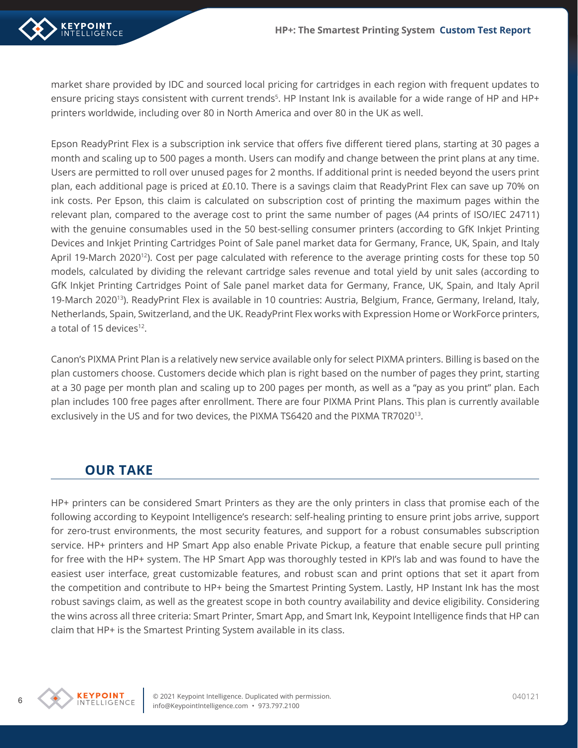market share provided by IDC and sourced local pricing for cartridges in each region with frequent updates to ensure pricing stays consistent with current trends[5]. HP Instant Ink is available for a wide range of HP and HP+ printers worldwide, including over 80 in North America and over 80 in the UK as well.

Epson ReadyPrint Flex is a subscription ink service that offers five different tiered plans, starting at 30 pages a month and scaling up to 500 pages a month. Users can modify and change between the print plans at any time. Users are permitted to roll over unused pages for 2 months. If additional print is needed beyond the users print plan, each additional page is priced at £0.10. There is a savings claim that ReadyPrint Flex can save up 70% on ink costs. Per Epson, this claim is calculated on subscription cost of printing the maximum pages within the relevant plan, compared to the average cost to print the same number of pages (A4 prints of ISO/IEC 24711) with the genuine consumables used in the 50 best-selling consumer printers (according to GfK Inkjet Printing Devices and Inkjet Printing Cartridges Point of Sale panel market data for Germany, France, UK, Spain, and Italy April 19-March 2020[12]). Cost per page calculated with reference to the average printing costs for these top 50 models, calculated by dividing the relevant cartridge sales revenue and total yield by unit sales (according to GfK Inkjet Printing Cartridges Point of Sale panel market data for Germany, France, UK, Spain, and Italy April 19-March 2020[13]). ReadyPrint Flex is available in 10 countries: Austria, Belgium, France, Germany, Ireland, Italy, Netherlands, Spain, Switzerland, and the UK. ReadyPrint Flex works with Expression Home or WorkForce printers, a total of 15 devices[12].

Canon's PIXMA Print Plan is a relatively new service available only for select PIXMA printers. Billing is based on the plan customers choose. Customers decide which plan is right based on the number of pages they print, starting at a 30 page per month plan and scaling up to 200 pages per month, as well as a "pay as you print" plan. Each plan includes 100 free pages after enrollment. There are four PIXMA Print Plans. This plan is currently available exclusively in the US and for two devices, the PIXMA TS6420 and the PIXMA TR7020[13].

## OUR TAKE

HP+ printers can be considered Smart Printers as they are the only printers in class that promise each of the following according to Keypoint Intelligence's research: self-healing printing to ensure print jobs arrive, support for zero-trust environments, the most security features, and support for a robust consumables subscription service. HP+ printers and HP Smart App also enable Private Pickup, a feature that enable secure pull printing for free with the HP+ system. The HP Smart App was thoroughly tested in KPI's lab and was found to have the easiest user interface, great customizable features, and robust scan and print options that set it apart from the competition and contribute to HP+ being the Smartest Printing System. Lastly, HP Instant Ink has the most robust savings claim, as well as the greatest scope in both country availability and device eligibility. Considering the wins across all three criteria: Smart Printer, Smart App, and Smart Ink, Keypoint Intelligence finds that HP can claim that HP+ is the Smartest Printing System available in its class.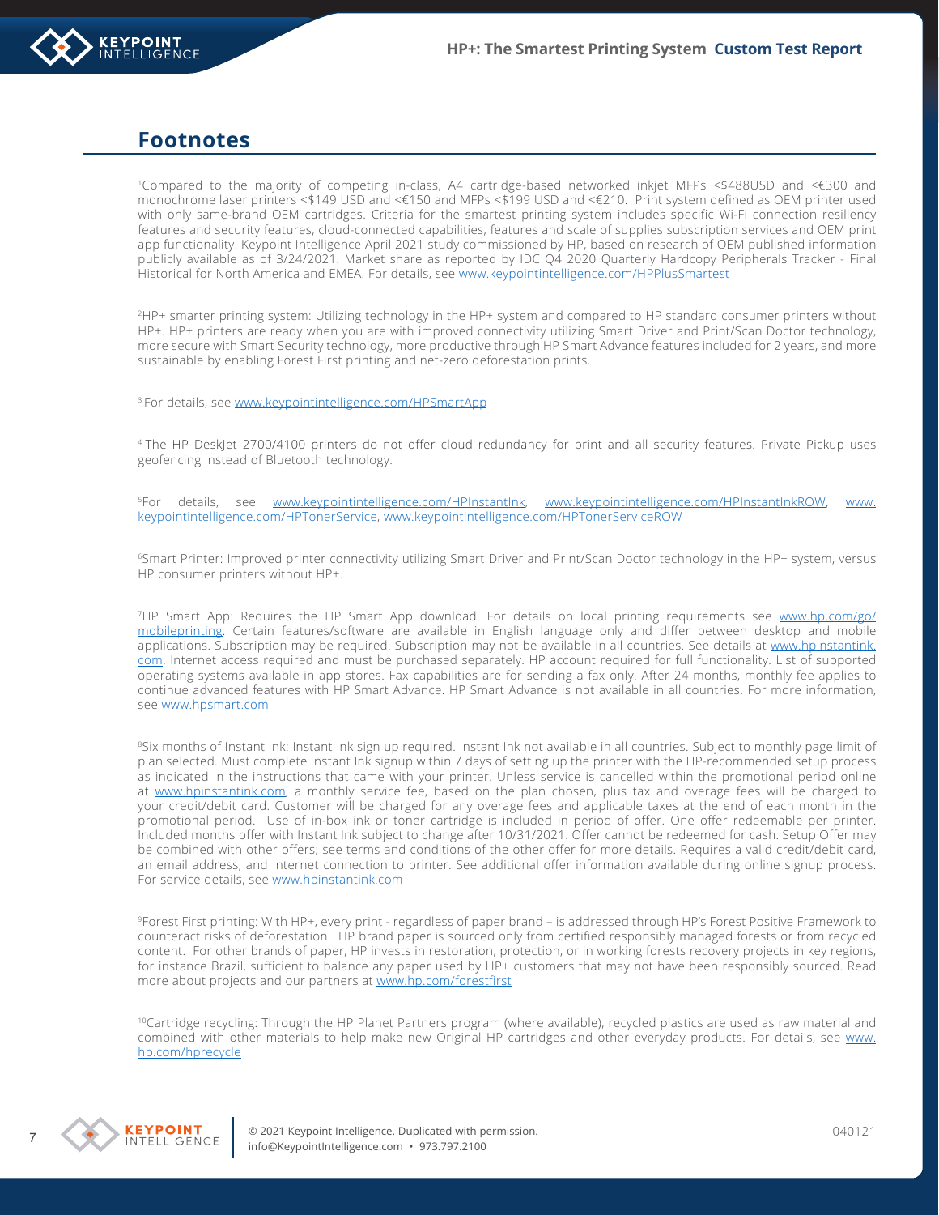## Footnotes

[1]Compared to the majority of competing in-class, A4 cartridge-based networked inkjet MFPs <$488USD and <€300 and monochrome laser printers <$149 USD and <€150 and MFPs <$199 USD and <€210. Print system defined as OEM printer used with only same-brand OEM cartridges. Criteria for the smartest printing system includes specific Wi-Fi connection resiliency features and security features, cloud-connected capabilities, features and scale of supplies subscription services and OEM print app functionality. Keypoint Intelligence April 2021 study commissioned by HP, based on research of OEM published information publicly available as of 3/24/2021. Market share as reported by IDC Q4 2020 Quarterly Hardcopy Peripherals Tracker - Final Historical for North America and EMEA. For details, see www.keypointintelligence.com/HPPlusSmartest

[2]HP+ smarter printing system: Utilizing technology in the HP+ system and compared to HP standard consumer printers without HP+. HP+ printers are ready when you are with improved connectivity utilizing Smart Driver and Print/Scan Doctor technology, more secure with Smart Security technology, more productive through HP Smart Advance features included for 2 years, and more sustainable by enabling Forest First printing and net-zero deforestation prints.

[3] For details, see www.keypointintelligence.com/HPSmartApp

[4] The HP DeskJet 2700/4100 printers do not offer cloud redundancy for print and all security features. Private Pickup uses geofencing instead of Bluetooth technology.

[5]For details, see www.keypointintelligence.com/HPInstantInk, www.keypointintelligence.com/HPInstantInkROW, www.keypointintelligence.com/HPTonerService, www.keypointintelligence.com/HPTonerServiceROW

[6]Smart Printer: Improved printer connectivity utilizing Smart Driver and Print/Scan Doctor technology in the HP+ system, versus HP consumer printers without HP+.

[7]HP Smart App: Requires the HP Smart App download. For details on local printing requirements see www.hp.com/go/mobileprinting. Certain features/software are available in English language only and differ between desktop and mobile applications. Subscription may be required. Subscription may not be available in all countries. See details at www.hpinstantink.com. Internet access required and must be purchased separately. HP account required for full functionality. List of supported operating systems available in app stores. Fax capabilities are for sending a fax only. After 24 months, monthly fee applies to continue advanced features with HP Smart Advance. HP Smart Advance is not available in all countries. For more information, see www.hpsmart.com

[8]Six months of Instant Ink: Instant Ink sign up required. Instant Ink not available in all countries. Subject to monthly page limit of plan selected. Must complete Instant Ink signup within 7 days of setting up the printer with the HP-recommended setup process as indicated in the instructions that came with your printer. Unless service is cancelled within the promotional period online at www.hpinstantink.com, a monthly service fee, based on the plan chosen, plus tax and overage fees will be charged to your credit/debit card. Customer will be charged for any overage fees and applicable taxes at the end of each month in the promotional period. Use of in-box ink or toner cartridge is included in period of offer. One offer redeemable per printer. Included months offer with Instant Ink subject to change after 10/31/2021. Offer cannot be redeemed for cash. Setup Offer may be combined with other offers; see terms and conditions of the other offer for more details. Requires a valid credit/debit card, an email address, and Internet connection to printer. See additional offer information available during online signup process. For service details, see www.hpinstantink.com

[9]Forest First printing: With HP+, every print - regardless of paper brand – is addressed through HP's Forest Positive Framework to counteract risks of deforestation. HP brand paper is sourced only from certified responsibly managed forests or from recycled content. For other brands of paper, HP invests in restoration, protection, or in working forests recovery projects in key regions, for instance Brazil, sufficient to balance any paper used by HP+ customers that may not have been responsibly sourced. Read more about projects and our partners at www.hp.com/forestfirst

[10]Cartridge recycling: Through the HP Planet Partners program (where available), recycled plastics are used as raw material and combined with other materials to help make new Original HP cartridges and other everyday products. For details, see www.hp.com/hprecycle

© 2021 Keypoint Intelligence. Duplicated with permission.
info@KeypointIntelligence.com • 973.797.2100

040121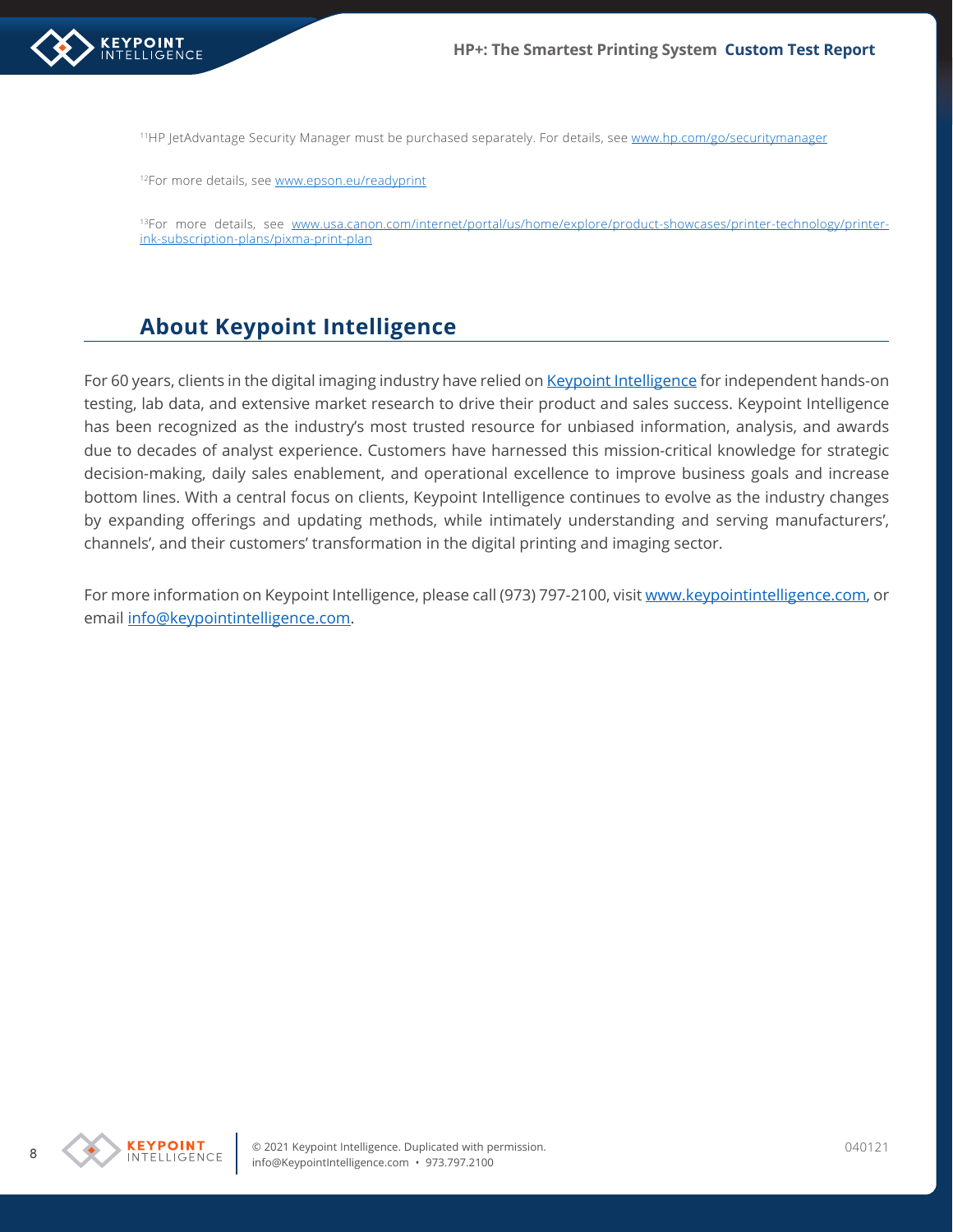[11]HP JetAdvantage Security Manager must be purchased separately. For details, see www.hp.com/go/securitymanager

[12]For more details, see www.epson.eu/readyprint

[13]For more details, see www.usa.canon.com/internet/portal/us/home/explore/product-showcases/printer-technology/printer-ink-subscription-plans/pixma-print-plan

## About Keypoint Intelligence

For 60 years, clients in the digital imaging industry have relied on Keypoint Intelligence for independent hands-on testing, lab data, and extensive market research to drive their product and sales success. Keypoint Intelligence has been recognized as the industry's most trusted resource for unbiased information, analysis, and awards due to decades of analyst experience. Customers have harnessed this mission-critical knowledge for strategic decision-making, daily sales enablement, and operational excellence to improve business goals and increase bottom lines. With a central focus on clients, Keypoint Intelligence continues to evolve as the industry changes by expanding offerings and updating methods, while intimately understanding and serving manufacturers', channels', and their customers' transformation in the digital printing and imaging sector.

For more information on Keypoint Intelligence, please call (973) 797-2100, visit www.keypointintelligence.com, or email info@keypointintelligence.com.